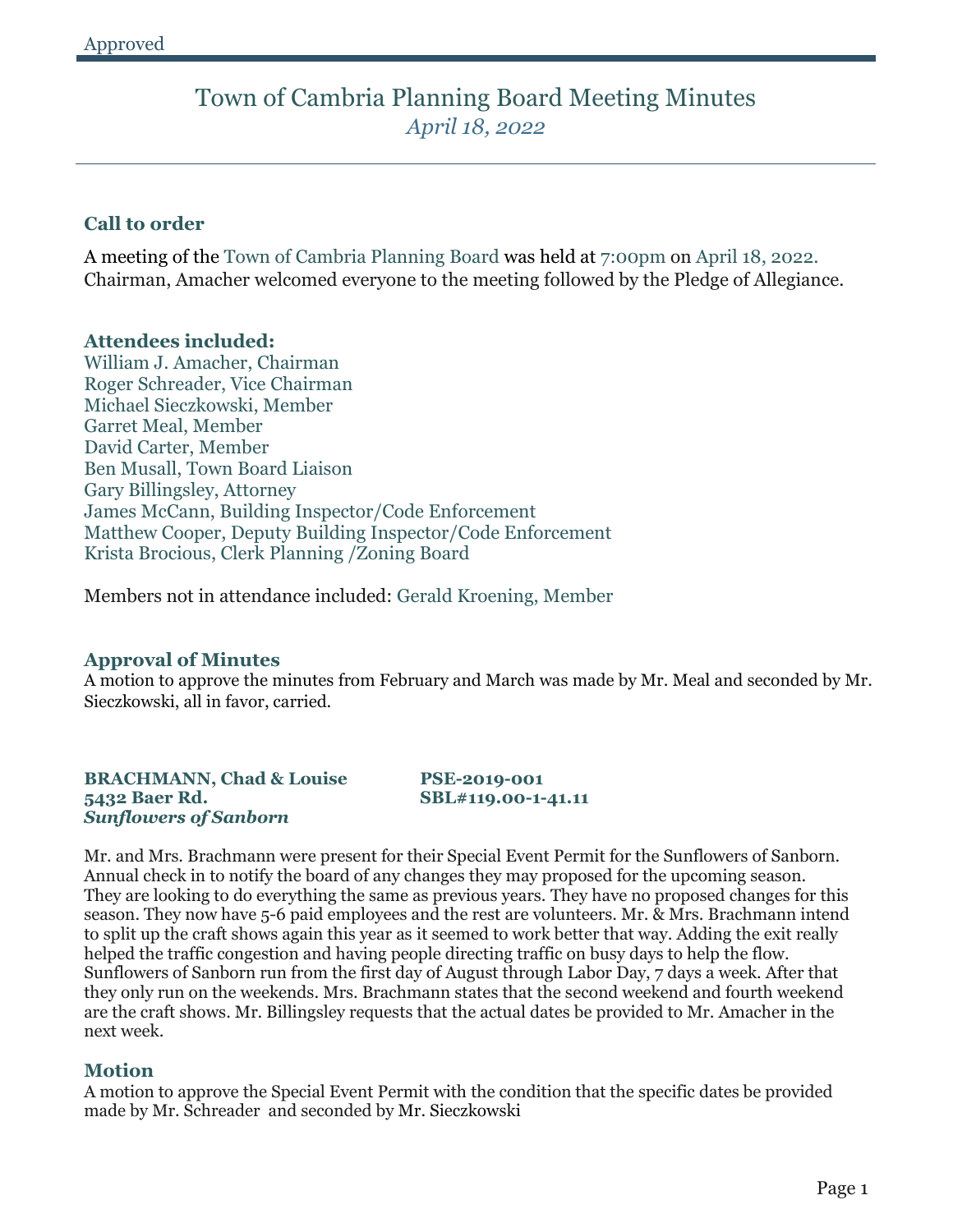Approved

# Town of Cambria Planning Board Meeting Minutes

*April 18, 2022*

## Call to order

A meeting of the Town of Cambria Planning Board was held at 7:00pm on April 18, 2022. Chairman, Amacher welcomed everyone to the meeting followed by the Pledge of Allegiance.

## Attendees included:

William J. Amacher, Chairman
Roger Schreader, Vice Chairman
Michael Sieczkowski, Member
Garret Meal, Member
David Carter, Member
Ben Musall, Town Board Liaison
Gary Billingsley, Attorney
James McCann, Building Inspector/Code Enforcement
Matthew Cooper, Deputy Building Inspector/Code Enforcement
Krista Brocious, Clerk Planning /Zoning Board

Members not in attendance included: Gerald Kroening, Member

## Approval of Minutes

A motion to approve the minutes from February and March was made by Mr. Meal and seconded by Mr. Sieczkowski, all in favor, carried.

**BRACHMANN, Chad & Louise** **PSE-2019-001**
**5432 Baer Rd.** **SBL#119.00-1-41.11**
***Sunflowers of Sanborn***

Mr. and Mrs. Brachmann were present for their Special Event Permit for the Sunflowers of Sanborn. Annual check in to notify the board of any changes they may proposed for the upcoming season. They are looking to do everything the same as previous years. They have no proposed changes for this season. They now have 5-6 paid employees and the rest are volunteers. Mr. & Mrs. Brachmann intend to split up the craft shows again this year as it seemed to work better that way. Adding the exit really helped the traffic congestion and having people directing traffic on busy days to help the flow. Sunflowers of Sanborn run from the first day of August through Labor Day, 7 days a week. After that they only run on the weekends. Mrs. Brachmann states that the second weekend and fourth weekend are the craft shows. Mr. Billingsley requests that the actual dates be provided to Mr. Amacher in the next week.

## Motion

A motion to approve the Special Event Permit with the condition that the specific dates be provided made by Mr. Schreader and seconded by Mr. Sieczkowski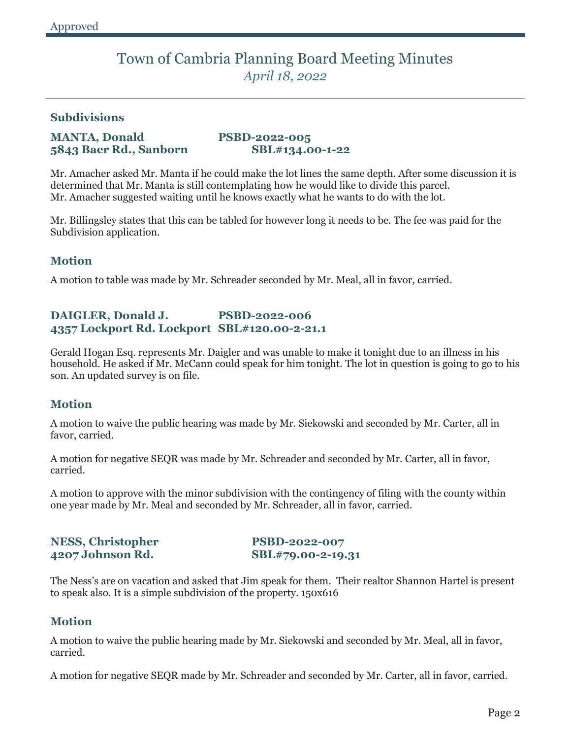Approved

# Town of Cambria Planning Board Meeting Minutes

*April 18, 2022*

## Subsidivisions

**MANTA, Donald PSBD-2022-005**
**5843 Baer Rd., Sanborn SBL#134.00-1-22**

Mr. Amacher asked Mr. Manta if he could make the lot lines the same depth. After some discussion it is determined that Mr. Manta is still contemplating how he would like to divide this parcel. Mr. Amacher suggested waiting until he knows exactly what he wants to do with the lot.

Mr. Billingsley states that this can be tabled for however long it needs to be. The fee was paid for the Subdivision application.

### Motion

A motion to table was made by Mr. Schreader seconded by Mr. Meal, all in favor, carried.

**DAIGLER, Donald J. PSBD-2022-006**
**4357 Lockport Rd. Lockport SBL#120.00-2-21.1**

Gerald Hogan Esq. represents Mr. Daigler and was unable to make it tonight due to an illness in his household. He asked if Mr. McCann could speak for him tonight. The lot in question is going to go to his son. An updated survey is on file.

### Motion

A motion to waive the public hearing was made by Mr. Siekowski and seconded by Mr. Carter, all in favor, carried.

A motion for negative SEQR was made by Mr. Schreader and seconded by Mr. Carter, all in favor, carried.

A motion to approve with the minor subdivision with the contingency of filing with the county within one year made by Mr. Meal and seconded by Mr. Schreader, all in favor, carried.

**NESS, Christopher PSBD-2022-007**
**4207 Johnson Rd. SBL#79.00-2-19.31**

The Ness's are on vacation and asked that Jim speak for them. Their realtor Shannon Hartel is present to speak also. It is a simple subdivision of the property. 150x616

### Motion

A motion to waive the public hearing made by Mr. Siekowski and seconded by Mr. Meal, all in favor, carried.

A motion for negative SEQR made by Mr. Schreader and seconded by Mr. Carter, all in favor, carried.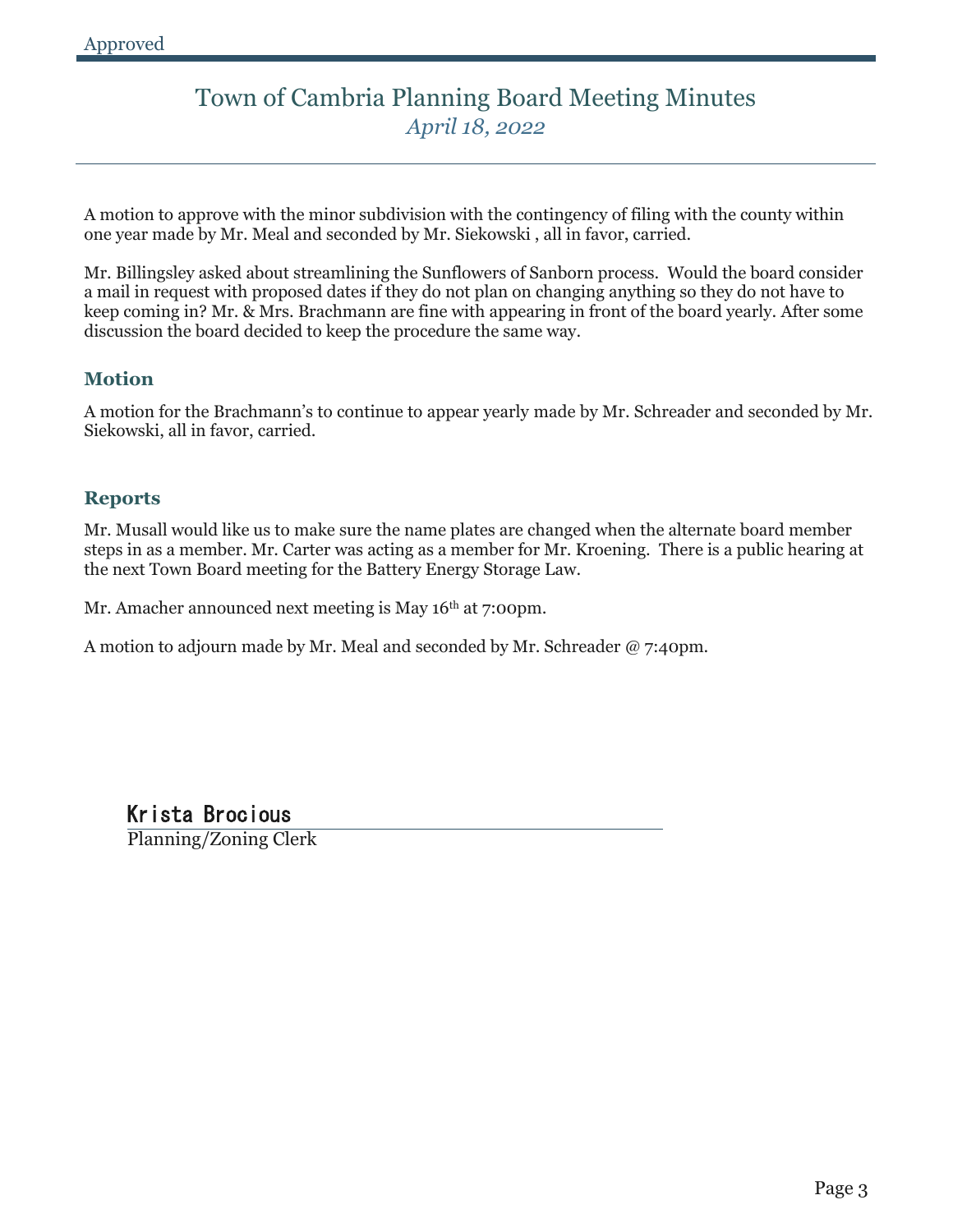Approved

# Town of Cambria Planning Board Meeting Minutes

*April 18, 2022*

A motion to approve with the minor subdivision with the contingency of filing with the county within one year made by Mr. Meal and seconded by Mr. Siekowski , all in favor, carried.

Mr. Billingsley asked about streamlining the Sunflowers of Sanborn process. Would the board consider a mail in request with proposed dates if they do not plan on changing anything so they do not have to keep coming in? Mr. & Mrs. Brachmann are fine with appearing in front of the board yearly. After some discussion the board decided to keep the procedure the same way.

## Motion

A motion for the Brachmann's to continue to appear yearly made by Mr. Schreader and seconded by Mr. Siekowski, all in favor, carried.

## Reports

Mr. Musall would like us to make sure the name plates are changed when the alternate board member steps in as a member. Mr. Carter was acting as a member for Mr. Kroening. There is a public hearing at the next Town Board meeting for the Battery Energy Storage Law.

Mr. Amacher announced next meeting is May 16th at 7:00pm.

A motion to adjourn made by Mr. Meal and seconded by Mr. Schreader @ 7:40pm.

Krista Brocious

Planning/Zoning Clerk